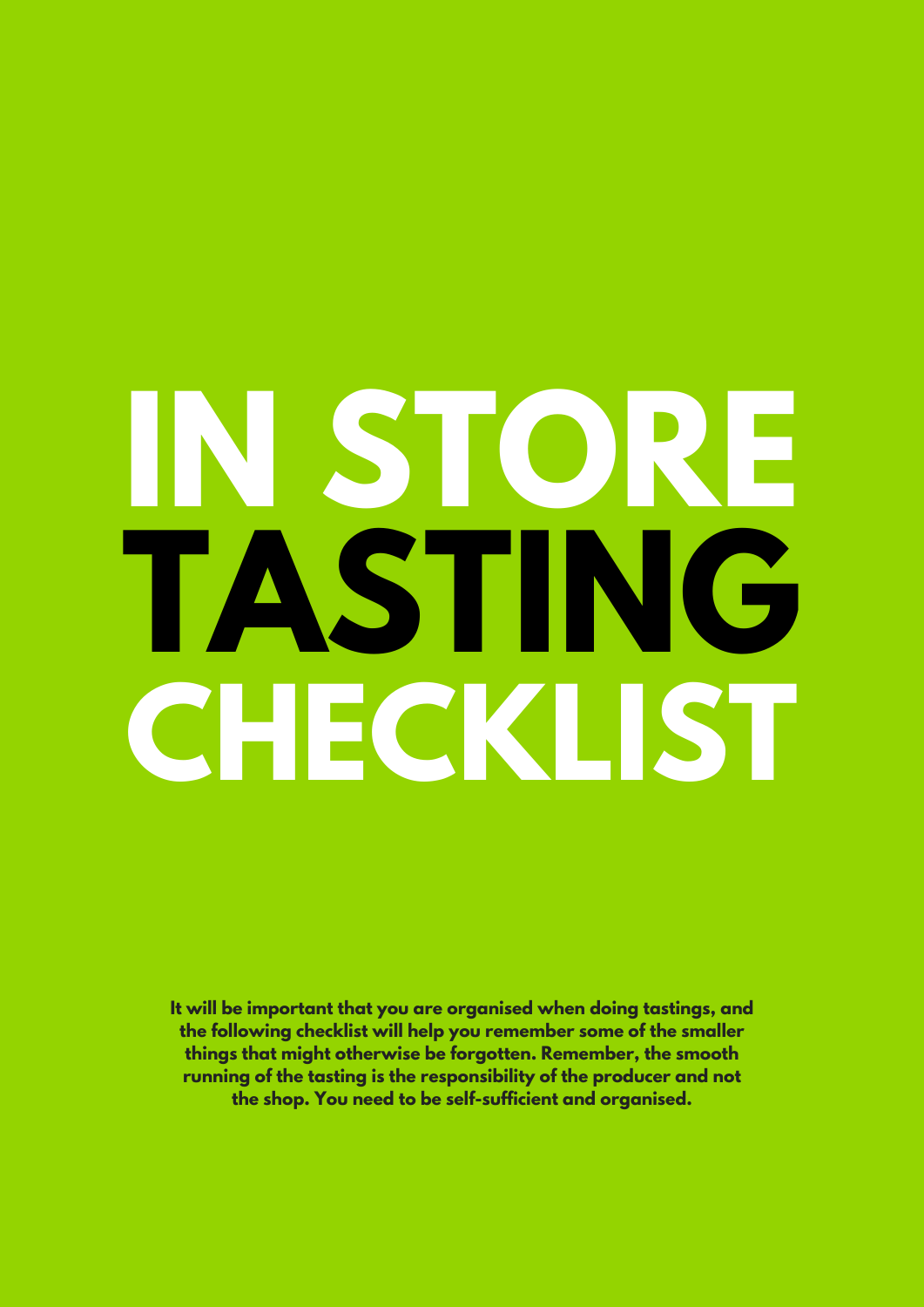# IN STORE TASTING CHECKLIST

**It will be important that you are organised when doing tastings, and the following checklist will help you remember some of the smaller things that might otherwise be forgotten. Remember, the smooth running of the tasting is the responsibility of the producer and not the shop. You need to be self-sufficient and organised.**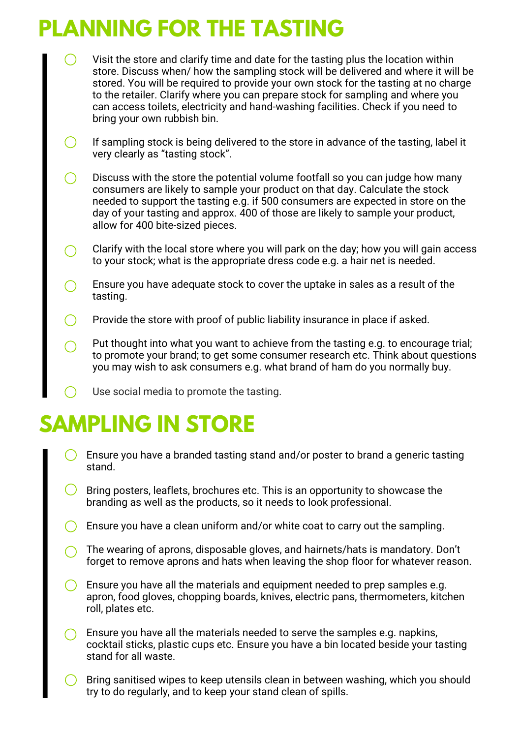# PLANNING FOR THE TASTING

- Visit the store and clarify time and date for the tasting plus the location within store. Discuss when/ how the sampling stock will be delivered and where it will be stored. You will be required to provide your own stock for the tasting at no charge to the retailer. Clarify where you can prepare stock for sampling and where you can access toilets, electricity and hand-washing facilities. Check if you need to bring your own rubbish bin.
- If sampling stock is being delivered to the store in advance of the tasting, label it very clearly as "tasting stock".
- Discuss with the store the potential volume footfall so you can judge how many consumers are likely to sample your product on that day. Calculate the stock needed to support the tasting e.g. if 500 consumers are expected in store on the day of your tasting and approx. 400 of those are likely to sample your product, allow for 400 bite-sized pieces.
- Clarify with the local store where you will park on the day; how you will gain access to your stock; what is the appropriate dress code e.g. a hair net is needed.
- Ensure you have adequate stock to cover the uptake in sales as a result of the tasting.
- Provide the store with proof of public liability insurance in place if asked.
- Put thought into what you want to achieve from the tasting e.g. to encourage trial; to promote your brand; to get some consumer research etc. Think about questions you may wish to ask consumers e.g. what brand of ham do you normally buy.
- Use social media to promote the tasting.

# SAMPLING IN STORE

- Ensure you have a branded tasting stand and/or poster to brand a generic tasting stand.
- Bring posters, leaflets, brochures etc. This is an opportunity to showcase the branding as well as the products, so it needs to look professional.
- Ensure you have a clean uniform and/or white coat to carry out the sampling.
- The wearing of aprons, disposable gloves, and hairnets/hats is mandatory. Don't forget to remove aprons and hats when leaving the shop floor for whatever reason.
- Ensure you have all the materials and equipment needed to prep samples e.g. apron, food gloves, chopping boards, knives, electric pans, thermometers, kitchen roll, plates etc.
- Ensure you have all the materials needed to serve the samples e.g. napkins, cocktail sticks, plastic cups etc. Ensure you have a bin located beside your tasting stand for all waste.
- Bring sanitised wipes to keep utensils clean in between washing, which you should try to do regularly, and to keep your stand clean of spills.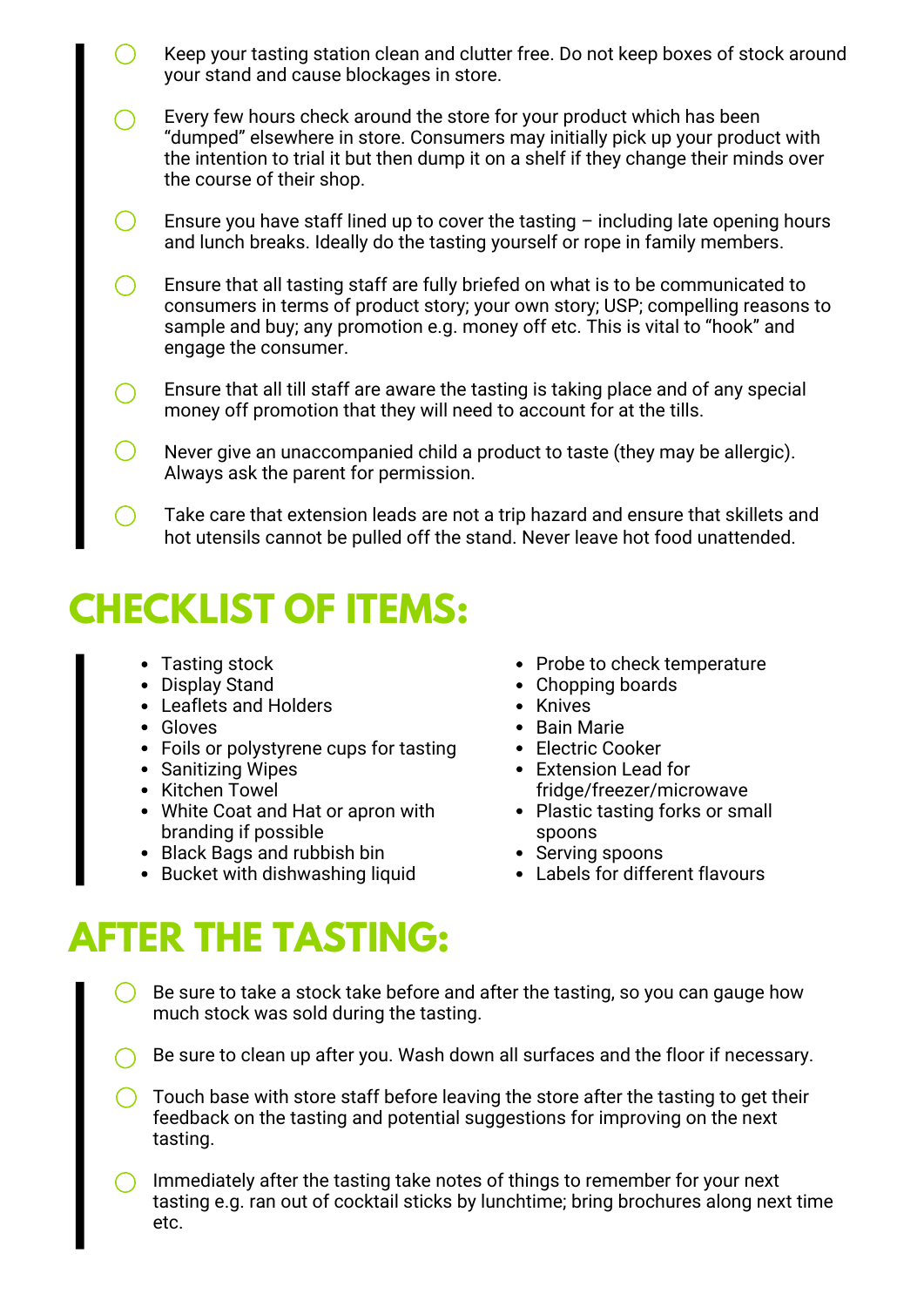- Keep your tasting station clean and clutter free. Do not keep boxes of stock around your stand and cause blockages in store.
- Every few hours check around the store for your product which has been "dumped" elsewhere in store. Consumers may initially pick up your product with the intention to trial it but then dump it on a shelf if they change their minds over the course of their shop.
- Ensure you have staff lined up to cover the tasting – including late opening hours and lunch breaks. Ideally do the tasting yourself or rope in family members.
- Ensure that all tasting staff are fully briefed on what is to be communicated to consumers in terms of product story; your own story; USP; compelling reasons to sample and buy; any promotion e.g. money off etc. This is vital to "hook" and engage the consumer.
- Ensure that all till staff are aware the tasting is taking place and of any special money off promotion that they will need to account for at the tills.
- Never give an unaccompanied child a product to taste (they may be allergic). Always ask the parent for permission.
- Take care that extension leads are not a trip hazard and ensure that skillets and hot utensils cannot be pulled off the stand. Never leave hot food unattended.

## CHECKLIST OF ITEMS:

- Tasting stock
- Display Stand
- Leaflets and Holders
- Gloves
- Foils or polystyrene cups for tasting
- Sanitizing Wipes
- Kitchen Towel
- White Coat and Hat or apron with branding if possible
- Black Bags and rubbish bin
- Bucket with dishwashing liquid
- Probe to check temperature
- Chopping boards
- Knives
- Bain Marie
- Electric Cooker
- Extension Lead for fridge/freezer/microwave
- Plastic tasting forks or small spoons
- Serving spoons
- Labels for different flavours

## AFTER THE TASTING:

- Be sure to take a stock take before and after the tasting, so you can gauge how much stock was sold during the tasting.
- Be sure to clean up after you. Wash down all surfaces and the floor if necessary.
- Touch base with store staff before leaving the store after the tasting to get their feedback on the tasting and potential suggestions for improving on the next tasting.
- Immediately after the tasting take notes of things to remember for your next tasting e.g. ran out of cocktail sticks by lunchtime; bring brochures along next time etc.